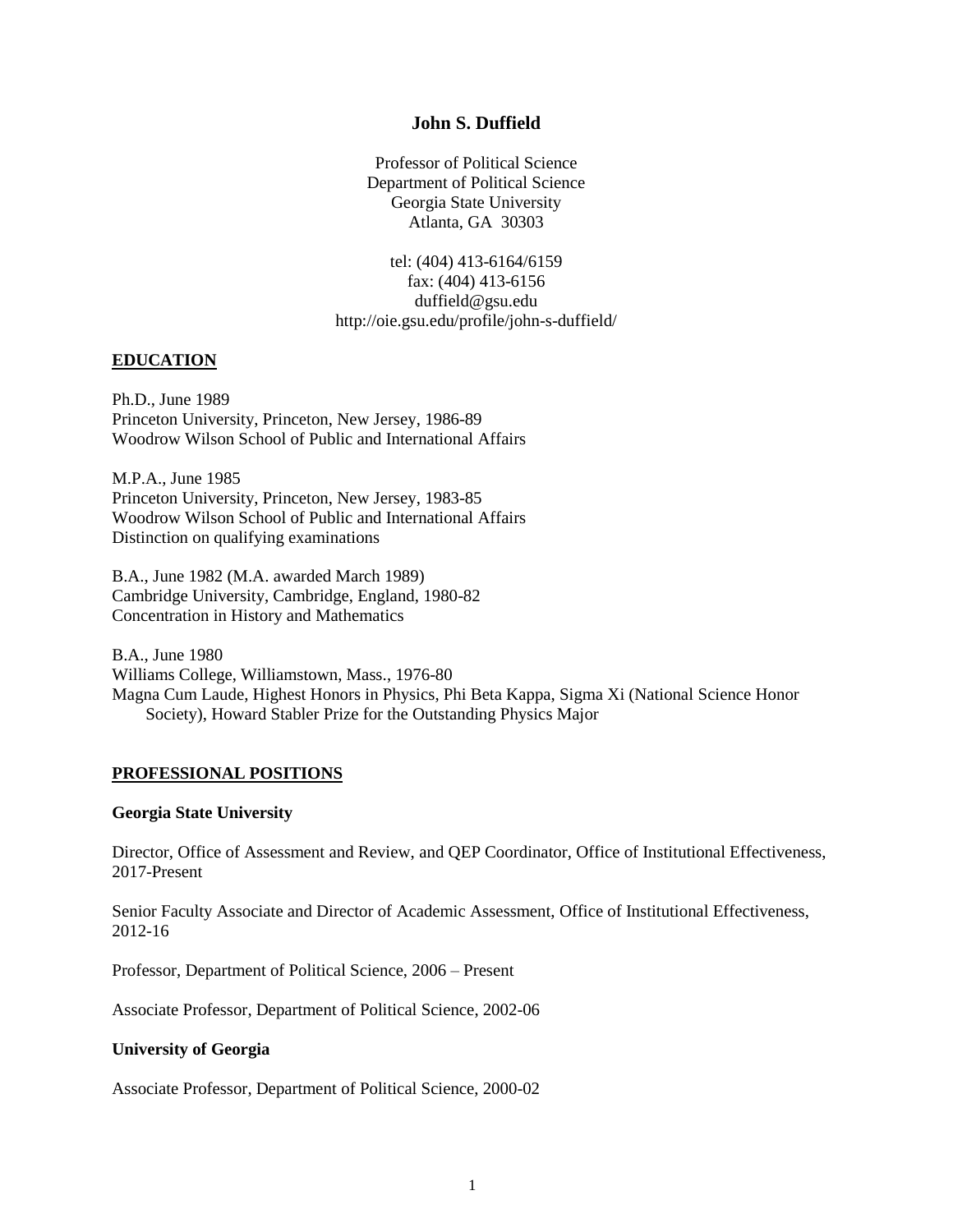# John S. Duffield

Professor of Political Science
Department of Political Science
Georgia State University
Atlanta, GA 30303

tel: (404) 413-6164/6159
fax: (404) 413-6156
duffield@gsu.edu
http://oie.gsu.edu/profile/john-s-duffield/

## EDUCATION

Ph.D., June 1989
Princeton University, Princeton, New Jersey, 1986-89
Woodrow Wilson School of Public and International Affairs

M.P.A., June 1985
Princeton University, Princeton, New Jersey, 1983-85
Woodrow Wilson School of Public and International Affairs
Distinction on qualifying examinations

B.A., June 1982 (M.A. awarded March 1989)
Cambridge University, Cambridge, England, 1980-82
Concentration in History and Mathematics

B.A., June 1980
Williams College, Williamstown, Mass., 1976-80
Magna Cum Laude, Highest Honors in Physics, Phi Beta Kappa, Sigma Xi (National Science Honor Society), Howard Stabler Prize for the Outstanding Physics Major

## PROFESSIONAL POSITIONS

### Georgia State University

Director, Office of Assessment and Review, and QEP Coordinator, Office of Institutional Effectiveness, 2017-Present

Senior Faculty Associate and Director of Academic Assessment, Office of Institutional Effectiveness, 2012-16

Professor, Department of Political Science, 2006 – Present

Associate Professor, Department of Political Science, 2002-06

### University of Georgia

Associate Professor, Department of Political Science, 2000-02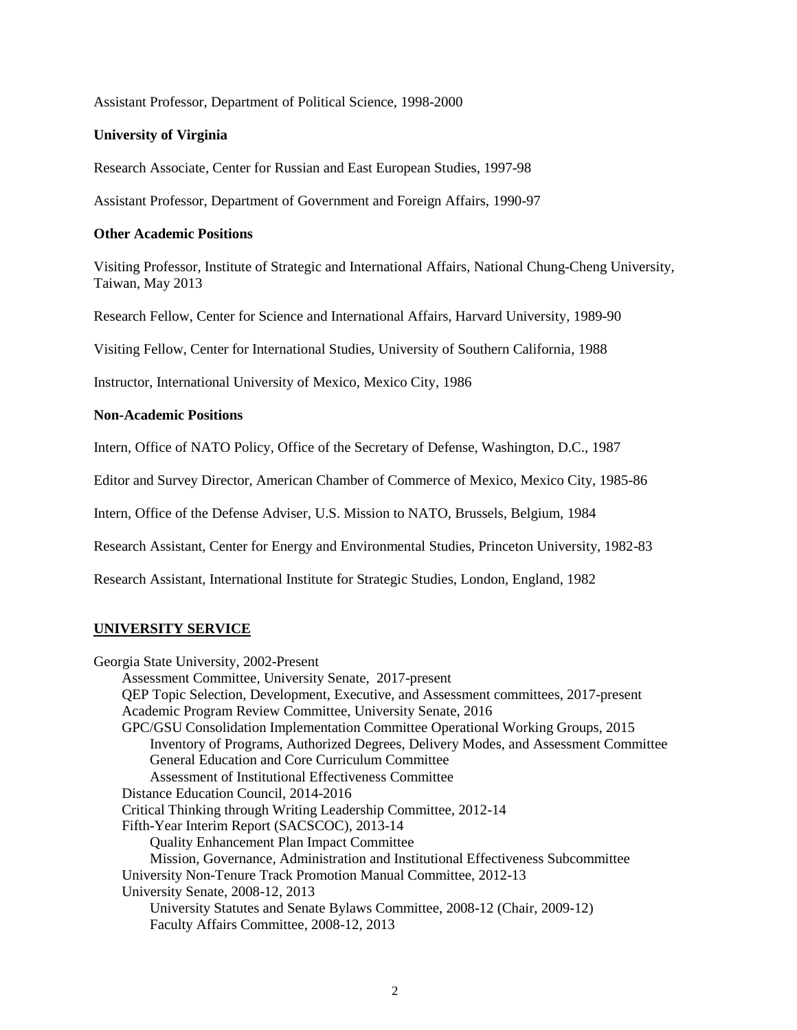Assistant Professor, Department of Political Science, 1998-2000

**University of Virginia**

Research Associate, Center for Russian and East European Studies, 1997-98

Assistant Professor, Department of Government and Foreign Affairs, 1990-97

**Other Academic Positions**

Visiting Professor, Institute of Strategic and International Affairs, National Chung-Cheng University, Taiwan, May 2013

Research Fellow, Center for Science and International Affairs, Harvard University, 1989-90

Visiting Fellow, Center for International Studies, University of Southern California, 1988

Instructor, International University of Mexico, Mexico City, 1986

**Non-Academic Positions**

Intern, Office of NATO Policy, Office of the Secretary of Defense, Washington, D.C., 1987

Editor and Survey Director, American Chamber of Commerce of Mexico, Mexico City, 1985-86

Intern, Office of the Defense Adviser, U.S. Mission to NATO, Brussels, Belgium, 1984

Research Assistant, Center for Energy and Environmental Studies, Princeton University, 1982-83

Research Assistant, International Institute for Strategic Studies, London, England, 1982

## UNIVERSITY SERVICE

Georgia State University, 2002-Present

- Assessment Committee, University Senate, 2017-present
- QEP Topic Selection, Development, Executive, and Assessment committees, 2017-present
- Academic Program Review Committee, University Senate, 2016
- GPC/GSU Consolidation Implementation Committee Operational Working Groups, 2015
  - Inventory of Programs, Authorized Degrees, Delivery Modes, and Assessment Committee
  - General Education and Core Curriculum Committee
  - Assessment of Institutional Effectiveness Committee
- Distance Education Council, 2014-2016
- Critical Thinking through Writing Leadership Committee, 2012-14
- Fifth-Year Interim Report (SACSCOC), 2013-14
  - Quality Enhancement Plan Impact Committee
  - Mission, Governance, Administration and Institutional Effectiveness Subcommittee
- University Non-Tenure Track Promotion Manual Committee, 2012-13
- University Senate, 2008-12, 2013
  - University Statutes and Senate Bylaws Committee, 2008-12 (Chair, 2009-12)
  - Faculty Affairs Committee, 2008-12, 2013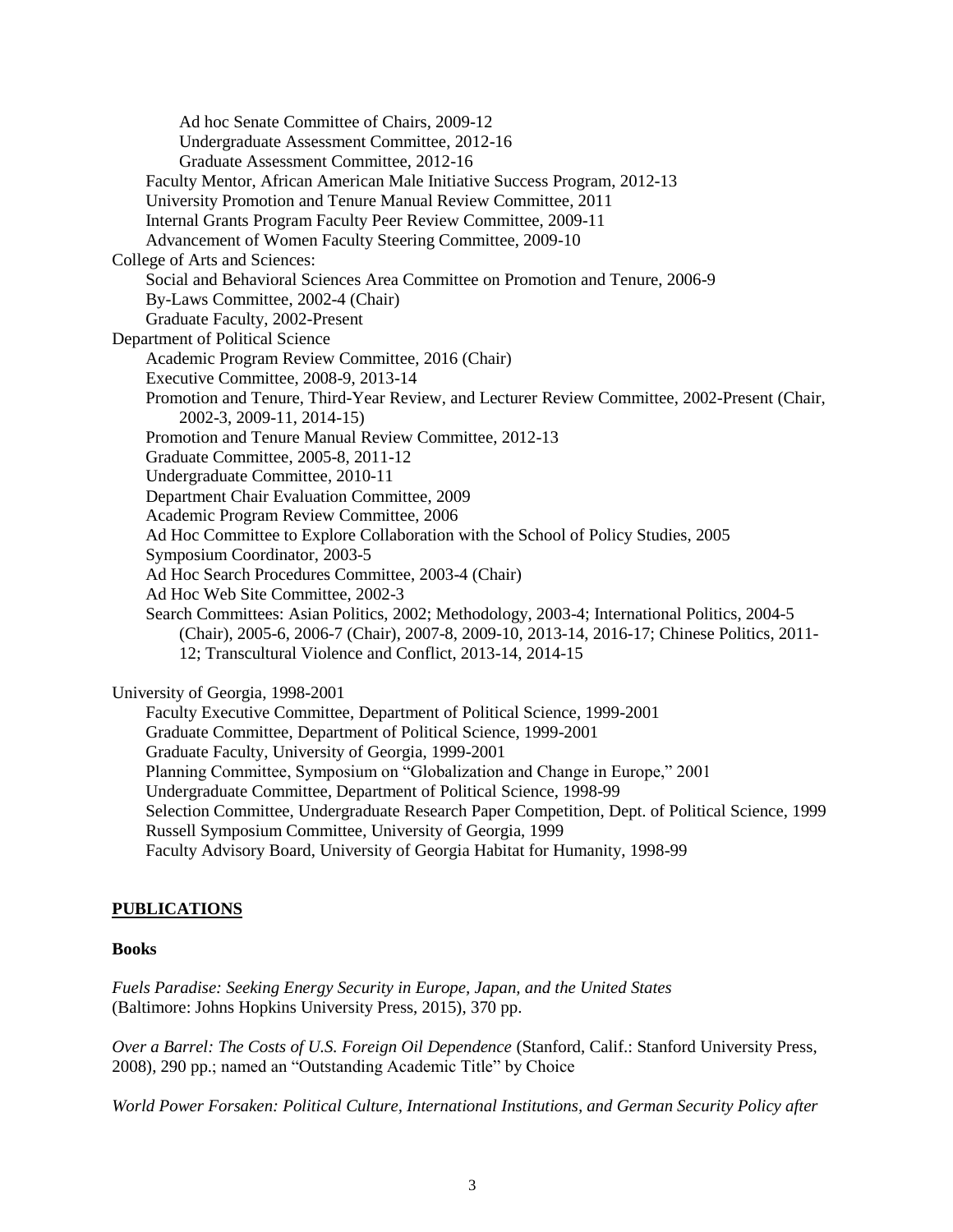Ad hoc Senate Committee of Chairs, 2009-12
Undergraduate Assessment Committee, 2012-16
Graduate Assessment Committee, 2012-16
Faculty Mentor, African American Male Initiative Success Program, 2012-13
University Promotion and Tenure Manual Review Committee, 2011
Internal Grants Program Faculty Peer Review Committee, 2009-11
Advancement of Women Faculty Steering Committee, 2009-10

College of Arts and Sciences:
Social and Behavioral Sciences Area Committee on Promotion and Tenure, 2006-9
By-Laws Committee, 2002-4 (Chair)
Graduate Faculty, 2002-Present

Department of Political Science
Academic Program Review Committee, 2016 (Chair)
Executive Committee, 2008-9, 2013-14
Promotion and Tenure, Third-Year Review, and Lecturer Review Committee, 2002-Present (Chair, 2002-3, 2009-11, 2014-15)
Promotion and Tenure Manual Review Committee, 2012-13
Graduate Committee, 2005-8, 2011-12
Undergraduate Committee, 2010-11
Department Chair Evaluation Committee, 2009
Academic Program Review Committee, 2006
Ad Hoc Committee to Explore Collaboration with the School of Policy Studies, 2005
Symposium Coordinator, 2003-5
Ad Hoc Search Procedures Committee, 2003-4 (Chair)
Ad Hoc Web Site Committee, 2002-3
Search Committees: Asian Politics, 2002; Methodology, 2003-4; International Politics, 2004-5 (Chair), 2005-6, 2006-7 (Chair), 2007-8, 2009-10, 2013-14, 2016-17; Chinese Politics, 2011-12; Transcultural Violence and Conflict, 2013-14, 2014-15

University of Georgia, 1998-2001
Faculty Executive Committee, Department of Political Science, 1999-2001
Graduate Committee, Department of Political Science, 1999-2001
Graduate Faculty, University of Georgia, 1999-2001
Planning Committee, Symposium on "Globalization and Change in Europe," 2001
Undergraduate Committee, Department of Political Science, 1998-99
Selection Committee, Undergraduate Research Paper Competition, Dept. of Political Science, 1999
Russell Symposium Committee, University of Georgia, 1999
Faculty Advisory Board, University of Georgia Habitat for Humanity, 1998-99

## PUBLICATIONS

### Books

*Fuels Paradise: Seeking Energy Security in Europe, Japan, and the United States* (Baltimore: Johns Hopkins University Press, 2015), 370 pp.

*Over a Barrel: The Costs of U.S. Foreign Oil Dependence* (Stanford, Calif.: Stanford University Press, 2008), 290 pp.; named an "Outstanding Academic Title" by Choice

*World Power Forsaken: Political Culture, International Institutions, and German Security Policy after*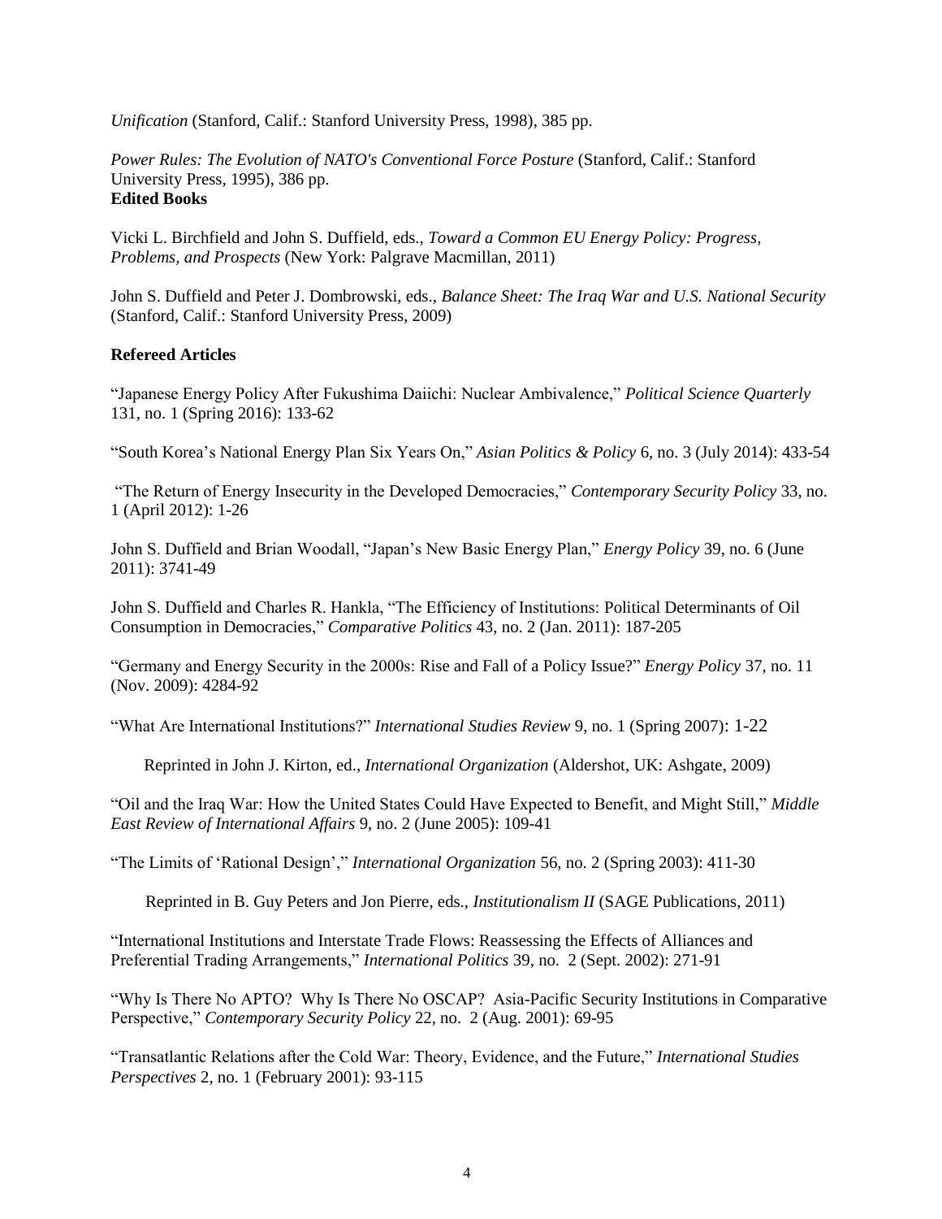*Unification* (Stanford, Calif.: Stanford University Press, 1998), 385 pp.

*Power Rules: The Evolution of NATO's Conventional Force Posture* (Stanford, Calif.: Stanford University Press, 1995), 386 pp.

**Edited Books**

Vicki L. Birchfield and John S. Duffield, eds., *Toward a Common EU Energy Policy: Progress, Problems, and Prospects* (New York: Palgrave Macmillan, 2011)

John S. Duffield and Peter J. Dombrowski, eds., *Balance Sheet: The Iraq War and U.S. National Security* (Stanford, Calif.: Stanford University Press, 2009)

**Refereed Articles**

"Japanese Energy Policy After Fukushima Daiichi: Nuclear Ambivalence," *Political Science Quarterly* 131, no. 1 (Spring 2016): 133-62

"South Korea's National Energy Plan Six Years On," *Asian Politics & Policy* 6, no. 3 (July 2014): 433-54

"The Return of Energy Insecurity in the Developed Democracies," *Contemporary Security Policy* 33, no. 1 (April 2012): 1-26

John S. Duffield and Brian Woodall, "Japan's New Basic Energy Plan," *Energy Policy* 39, no. 6 (June 2011): 3741-49

John S. Duffield and Charles R. Hankla, "The Efficiency of Institutions: Political Determinants of Oil Consumption in Democracies," *Comparative Politics* 43, no. 2 (Jan. 2011): 187-205

"Germany and Energy Security in the 2000s: Rise and Fall of a Policy Issue?" *Energy Policy* 37, no. 11 (Nov. 2009): 4284-92

"What Are International Institutions?" *International Studies Review* 9, no. 1 (Spring 2007): 1-22

Reprinted in John J. Kirton, ed., *International Organization* (Aldershot, UK: Ashgate, 2009)

"Oil and the Iraq War: How the United States Could Have Expected to Benefit, and Might Still," *Middle East Review of International Affairs* 9, no. 2 (June 2005): 109-41

"The Limits of 'Rational Design'," *International Organization* 56, no. 2 (Spring 2003): 411-30

Reprinted in B. Guy Peters and Jon Pierre, eds., *Institutionalism II* (SAGE Publications, 2011)

"International Institutions and Interstate Trade Flows: Reassessing the Effects of Alliances and Preferential Trading Arrangements," *International Politics* 39, no. 2 (Sept. 2002): 271-91

"Why Is There No APTO? Why Is There No OSCAP? Asia-Pacific Security Institutions in Comparative Perspective," *Contemporary Security Policy* 22, no. 2 (Aug. 2001): 69-95

"Transatlantic Relations after the Cold War: Theory, Evidence, and the Future," *International Studies Perspectives* 2, no. 1 (February 2001): 93-115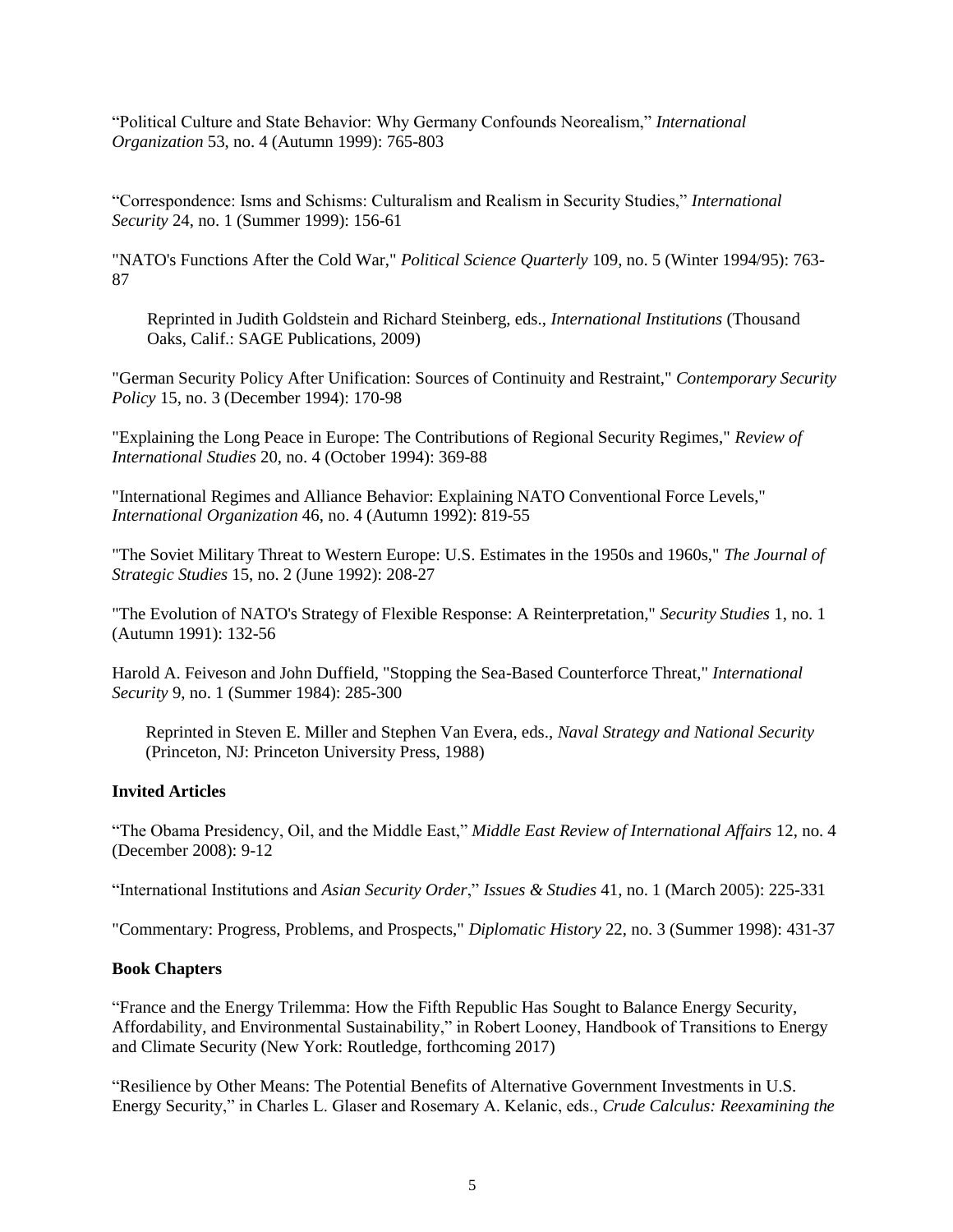“Political Culture and State Behavior: Why Germany Confounds Neorealism,” *International Organization* 53, no. 4 (Autumn 1999): 765-803

“Correspondence: Isms and Schisms: Culturalism and Realism in Security Studies,” *International Security* 24, no. 1 (Summer 1999): 156-61

"NATO's Functions After the Cold War," *Political Science Quarterly* 109, no. 5 (Winter 1994/95): 763-87

> Reprinted in Judith Goldstein and Richard Steinberg, eds., *International Institutions* (Thousand Oaks, Calif.: SAGE Publications, 2009)

"German Security Policy After Unification: Sources of Continuity and Restraint," *Contemporary Security Policy* 15, no. 3 (December 1994): 170-98

"Explaining the Long Peace in Europe: The Contributions of Regional Security Regimes," *Review of International Studies* 20, no. 4 (October 1994): 369-88

"International Regimes and Alliance Behavior: Explaining NATO Conventional Force Levels," *International Organization* 46, no. 4 (Autumn 1992): 819-55

"The Soviet Military Threat to Western Europe: U.S. Estimates in the 1950s and 1960s," *The Journal of Strategic Studies* 15, no. 2 (June 1992): 208-27

"The Evolution of NATO's Strategy of Flexible Response: A Reinterpretation," *Security Studies* 1, no. 1 (Autumn 1991): 132-56

Harold A. Feiveson and John Duffield, "Stopping the Sea-Based Counterforce Threat," *International Security* 9, no. 1 (Summer 1984): 285-300

> Reprinted in Steven E. Miller and Stephen Van Evera, eds., *Naval Strategy and National Security* (Princeton, NJ: Princeton University Press, 1988)

**Invited Articles**

“The Obama Presidency, Oil, and the Middle East,” *Middle East Review of International Affairs* 12, no. 4 (December 2008): 9-12

“International Institutions and *Asian Security Order*,” *Issues & Studies* 41, no. 1 (March 2005): 225-331

"Commentary: Progress, Problems, and Prospects," *Diplomatic History* 22, no. 3 (Summer 1998): 431-37

**Book Chapters**

“France and the Energy Trilemma: How the Fifth Republic Has Sought to Balance Energy Security, Affordability, and Environmental Sustainability,” in Robert Looney, Handbook of Transitions to Energy and Climate Security (New York: Routledge, forthcoming 2017)

“Resilience by Other Means: The Potential Benefits of Alternative Government Investments in U.S. Energy Security,” in Charles L. Glaser and Rosemary A. Kelanic, eds., *Crude Calculus: Reexamining the*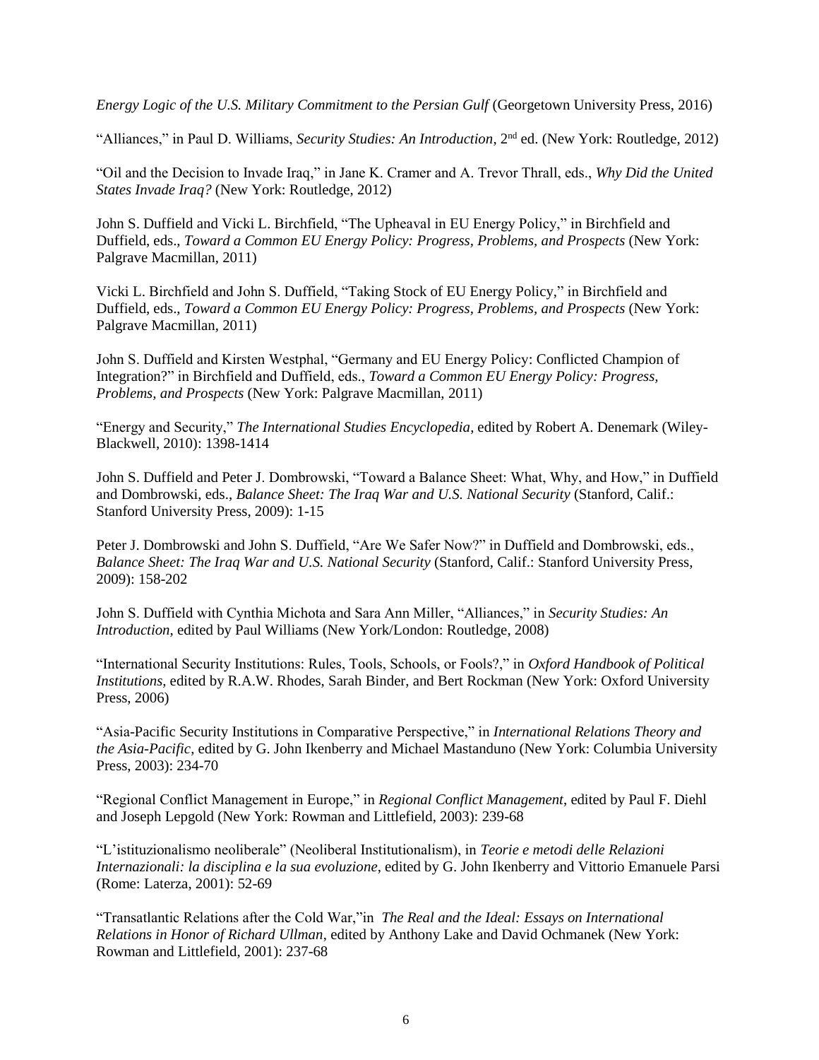*Energy Logic of the U.S. Military Commitment to the Persian Gulf* (Georgetown University Press, 2016)

"Alliances," in Paul D. Williams, *Security Studies: An Introduction*, 2nd ed. (New York: Routledge, 2012)

"Oil and the Decision to Invade Iraq," in Jane K. Cramer and A. Trevor Thrall, eds., *Why Did the United States Invade Iraq?* (New York: Routledge, 2012)

John S. Duffield and Vicki L. Birchfield, "The Upheaval in EU Energy Policy," in Birchfield and Duffield, eds., *Toward a Common EU Energy Policy: Progress, Problems, and Prospects* (New York: Palgrave Macmillan, 2011)

Vicki L. Birchfield and John S. Duffield, "Taking Stock of EU Energy Policy," in Birchfield and Duffield, eds., *Toward a Common EU Energy Policy: Progress, Problems, and Prospects* (New York: Palgrave Macmillan, 2011)

John S. Duffield and Kirsten Westphal, "Germany and EU Energy Policy: Conflicted Champion of Integration?" in Birchfield and Duffield, eds., *Toward a Common EU Energy Policy: Progress, Problems, and Prospects* (New York: Palgrave Macmillan, 2011)

"Energy and Security," *The International Studies Encyclopedia*, edited by Robert A. Denemark (Wiley-Blackwell, 2010): 1398-1414

John S. Duffield and Peter J. Dombrowski, "Toward a Balance Sheet: What, Why, and How," in Duffield and Dombrowski, eds., *Balance Sheet: The Iraq War and U.S. National Security* (Stanford, Calif.: Stanford University Press, 2009): 1-15

Peter J. Dombrowski and John S. Duffield, "Are We Safer Now?" in Duffield and Dombrowski, eds., *Balance Sheet: The Iraq War and U.S. National Security* (Stanford, Calif.: Stanford University Press, 2009): 158-202

John S. Duffield with Cynthia Michota and Sara Ann Miller, "Alliances," in *Security Studies: An Introduction*, edited by Paul Williams (New York/London: Routledge, 2008)

"International Security Institutions: Rules, Tools, Schools, or Fools?," in *Oxford Handbook of Political Institutions*, edited by R.A.W. Rhodes, Sarah Binder, and Bert Rockman (New York: Oxford University Press, 2006)

"Asia-Pacific Security Institutions in Comparative Perspective," in *International Relations Theory and the Asia-Pacific*, edited by G. John Ikenberry and Michael Mastanduno (New York: Columbia University Press, 2003): 234-70

"Regional Conflict Management in Europe," in *Regional Conflict Management*, edited by Paul F. Diehl and Joseph Lepgold (New York: Rowman and Littlefield, 2003): 239-68

"L'istituzionalismo neoliberale" (Neoliberal Institutionalism), in *Teorie e metodi delle Relazioni Internazionali: la disciplina e la sua evoluzione*, edited by G. John Ikenberry and Vittorio Emanuele Parsi (Rome: Laterza, 2001): 52-69

"Transatlantic Relations after the Cold War,"in *The Real and the Ideal: Essays on International Relations in Honor of Richard Ullman*, edited by Anthony Lake and David Ochmanek (New York: Rowman and Littlefield, 2001): 237-68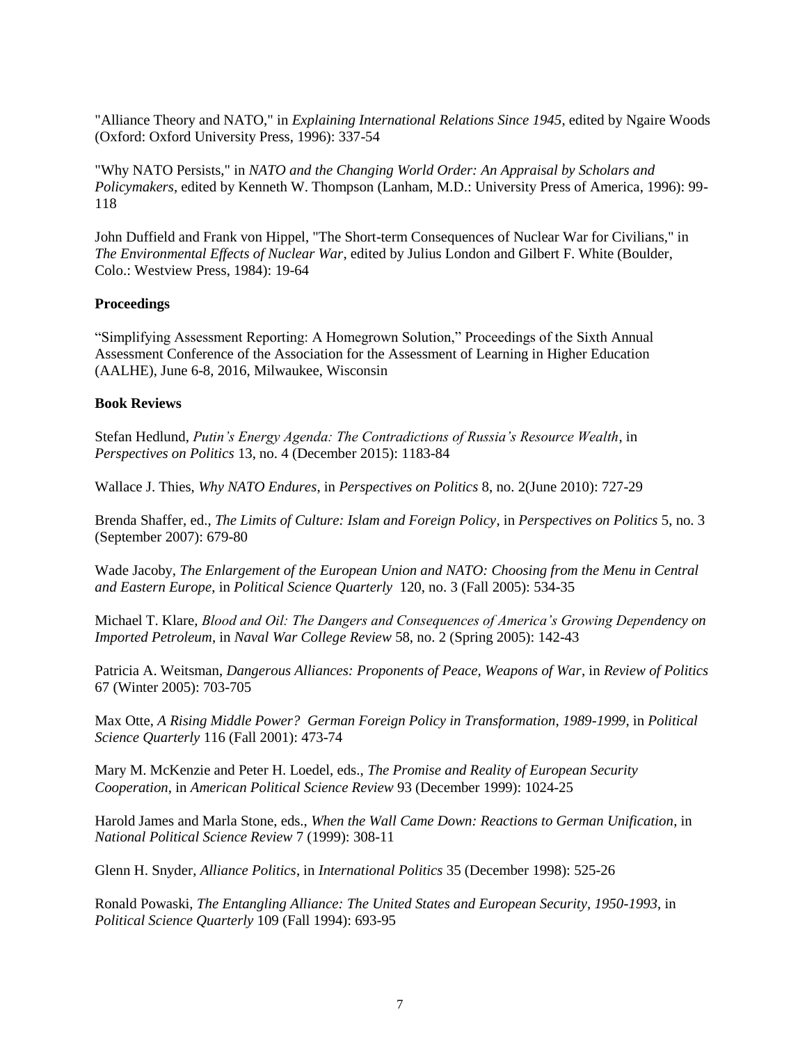"Alliance Theory and NATO," in *Explaining International Relations Since 1945*, edited by Ngaire Woods (Oxford: Oxford University Press, 1996): 337-54

"Why NATO Persists," in *NATO and the Changing World Order: An Appraisal by Scholars and Policymakers*, edited by Kenneth W. Thompson (Lanham, M.D.: University Press of America, 1996): 99-118

John Duffield and Frank von Hippel, "The Short-term Consequences of Nuclear War for Civilians," in *The Environmental Effects of Nuclear War*, edited by Julius London and Gilbert F. White (Boulder, Colo.: Westview Press, 1984): 19-64

**Proceedings**

"Simplifying Assessment Reporting: A Homegrown Solution," Proceedings of the Sixth Annual Assessment Conference of the Association for the Assessment of Learning in Higher Education (AALHE), June 6-8, 2016, Milwaukee, Wisconsin

**Book Reviews**

Stefan Hedlund, *Putin's Energy Agenda: The Contradictions of Russia's Resource Wealth*, in *Perspectives on Politics* 13, no. 4 (December 2015): 1183-84

Wallace J. Thies, *Why NATO Endures*, in *Perspectives on Politics* 8, no. 2(June 2010): 727-29

Brenda Shaffer, ed., *The Limits of Culture: Islam and Foreign Policy*, in *Perspectives on Politics* 5, no. 3 (September 2007): 679-80

Wade Jacoby, *The Enlargement of the European Union and NATO: Choosing from the Menu in Central and Eastern Europe*, in *Political Science Quarterly* 120, no. 3 (Fall 2005): 534-35

Michael T. Klare, *Blood and Oil: The Dangers and Consequences of America's Growing Dependency on Imported Petroleum*, in *Naval War College Review* 58, no. 2 (Spring 2005): 142-43

Patricia A. Weitsman, *Dangerous Alliances: Proponents of Peace, Weapons of War*, in *Review of Politics* 67 (Winter 2005): 703-705

Max Otte, *A Rising Middle Power? German Foreign Policy in Transformation, 1989-1999*, in *Political Science Quarterly* 116 (Fall 2001): 473-74

Mary M. McKenzie and Peter H. Loedel, eds., *The Promise and Reality of European Security Cooperation*, in *American Political Science Review* 93 (December 1999): 1024-25

Harold James and Marla Stone, eds., *When the Wall Came Down: Reactions to German Unification*, in *National Political Science Review* 7 (1999): 308-11

Glenn H. Snyder, *Alliance Politics*, in *International Politics* 35 (December 1998): 525-26

Ronald Powaski, *The Entangling Alliance: The United States and European Security, 1950-1993*, in *Political Science Quarterly* 109 (Fall 1994): 693-95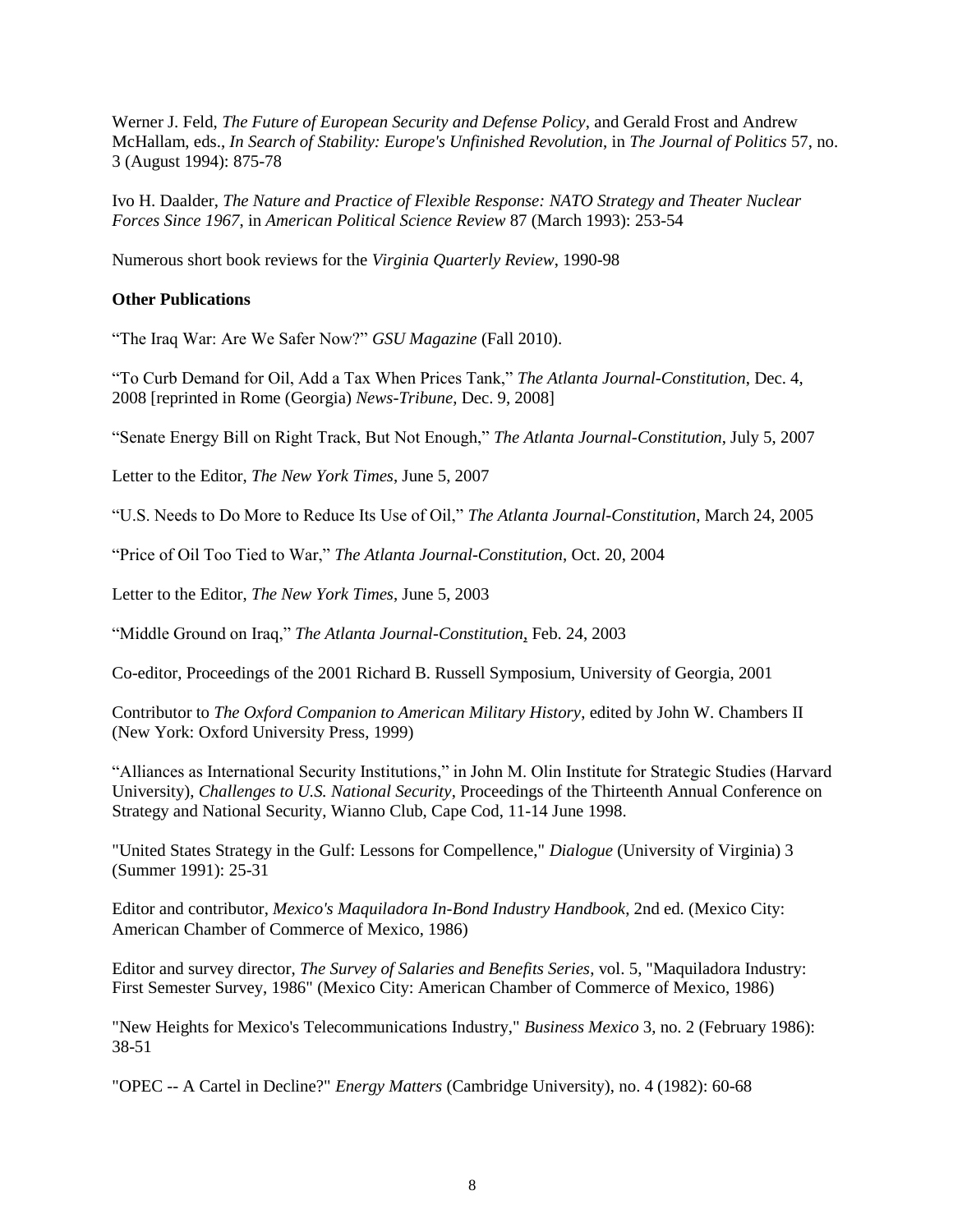Werner J. Feld, *The Future of European Security and Defense Policy*, and Gerald Frost and Andrew McHallam, eds., *In Search of Stability: Europe's Unfinished Revolution*, in *The Journal of Politics* 57, no. 3 (August 1994): 875-78

Ivo H. Daalder, *The Nature and Practice of Flexible Response: NATO Strategy and Theater Nuclear Forces Since 1967*, in *American Political Science Review* 87 (March 1993): 253-54

Numerous short book reviews for the *Virginia Quarterly Review*, 1990-98

**Other Publications**

"The Iraq War: Are We Safer Now?" *GSU Magazine* (Fall 2010).

"To Curb Demand for Oil, Add a Tax When Prices Tank," *The Atlanta Journal-Constitution*, Dec. 4, 2008 [reprinted in Rome (Georgia) *News-Tribune*, Dec. 9, 2008]

"Senate Energy Bill on Right Track, But Not Enough," *The Atlanta Journal-Constitution*, July 5, 2007

Letter to the Editor, *The New York Times*, June 5, 2007

"U.S. Needs to Do More to Reduce Its Use of Oil," *The Atlanta Journal-Constitution*, March 24, 2005

"Price of Oil Too Tied to War," *The Atlanta Journal-Constitution*, Oct. 20, 2004

Letter to the Editor, *The New York Times*, June 5, 2003

"Middle Ground on Iraq," *The Atlanta Journal-Constitution*, Feb. 24, 2003

Co-editor, Proceedings of the 2001 Richard B. Russell Symposium, University of Georgia, 2001

Contributor to *The Oxford Companion to American Military History*, edited by John W. Chambers II (New York: Oxford University Press, 1999)

"Alliances as International Security Institutions," in John M. Olin Institute for Strategic Studies (Harvard University), *Challenges to U.S. National Security*, Proceedings of the Thirteenth Annual Conference on Strategy and National Security, Wianno Club, Cape Cod, 11-14 June 1998.

"United States Strategy in the Gulf: Lessons for Compellence," *Dialogue* (University of Virginia) 3 (Summer 1991): 25-31

Editor and contributor, *Mexico's Maquiladora In-Bond Industry Handbook*, 2nd ed. (Mexico City: American Chamber of Commerce of Mexico, 1986)

Editor and survey director, *The Survey of Salaries and Benefits Series*, vol. 5, "Maquiladora Industry: First Semester Survey, 1986" (Mexico City: American Chamber of Commerce of Mexico, 1986)

"New Heights for Mexico's Telecommunications Industry," *Business Mexico* 3, no. 2 (February 1986): 38-51

"OPEC -- A Cartel in Decline?" *Energy Matters* (Cambridge University), no. 4 (1982): 60-68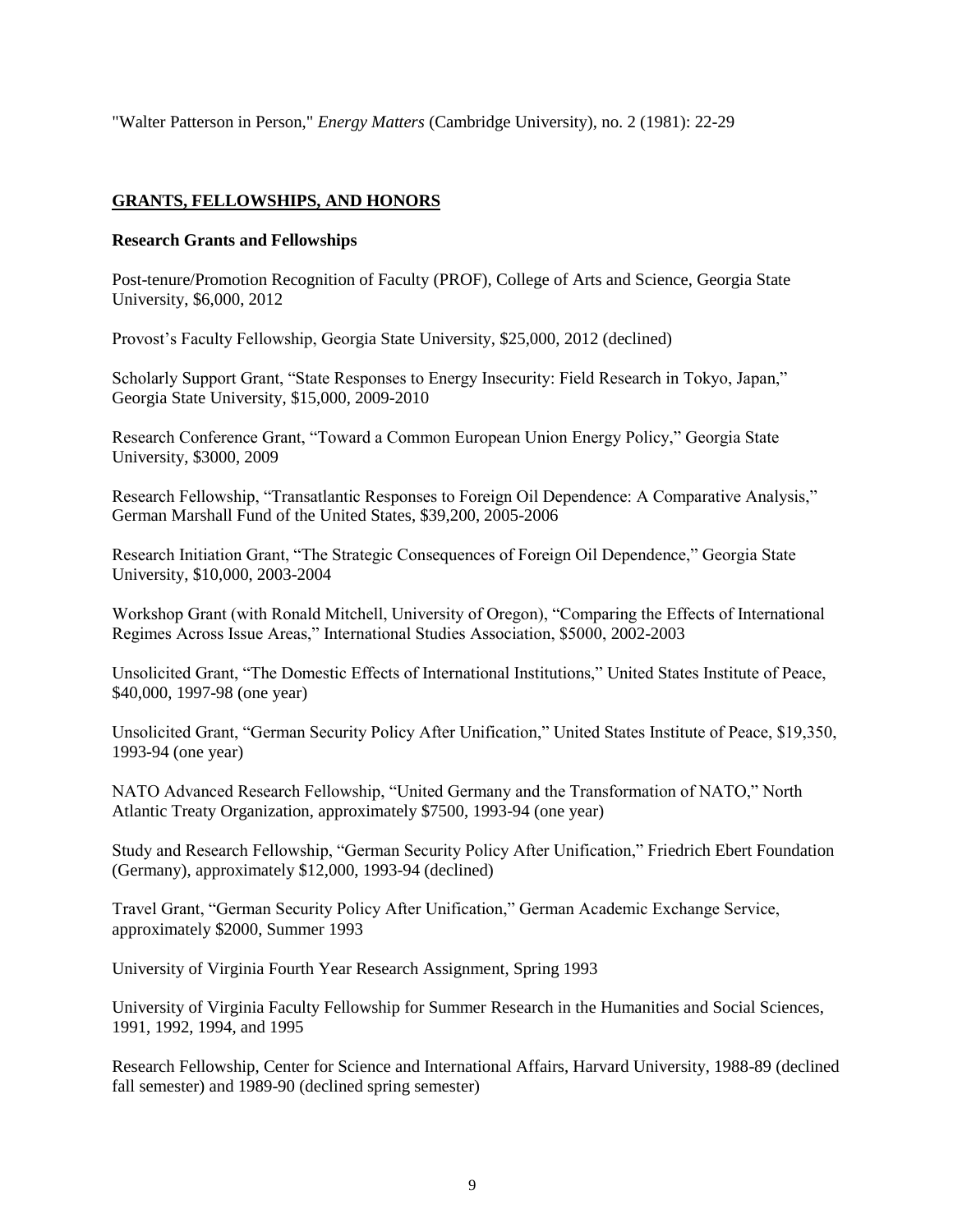"Walter Patterson in Person," *Energy Matters* (Cambridge University), no. 2 (1981): 22-29

## GRANTS, FELLOWSHIPS, AND HONORS

### Research Grants and Fellowships

Post-tenure/Promotion Recognition of Faculty (PROF), College of Arts and Science, Georgia State University, $6,000, 2012

Provost's Faculty Fellowship, Georgia State University, $25,000, 2012 (declined)

Scholarly Support Grant, "State Responses to Energy Insecurity: Field Research in Tokyo, Japan," Georgia State University, $15,000, 2009-2010

Research Conference Grant, "Toward a Common European Union Energy Policy," Georgia State University, $3000, 2009

Research Fellowship, "Transatlantic Responses to Foreign Oil Dependence: A Comparative Analysis," German Marshall Fund of the United States, $39,200, 2005-2006

Research Initiation Grant, "The Strategic Consequences of Foreign Oil Dependence," Georgia State University, $10,000, 2003-2004

Workshop Grant (with Ronald Mitchell, University of Oregon), "Comparing the Effects of International Regimes Across Issue Areas," International Studies Association, $5000, 2002-2003

Unsolicited Grant, "The Domestic Effects of International Institutions," United States Institute of Peace, $40,000, 1997-98 (one year)

Unsolicited Grant, "German Security Policy After Unification," United States Institute of Peace, $19,350, 1993-94 (one year)

NATO Advanced Research Fellowship, "United Germany and the Transformation of NATO," North Atlantic Treaty Organization, approximately $7500, 1993-94 (one year)

Study and Research Fellowship, "German Security Policy After Unification," Friedrich Ebert Foundation (Germany), approximately $12,000, 1993-94 (declined)

Travel Grant, "German Security Policy After Unification," German Academic Exchange Service, approximately $2000, Summer 1993

University of Virginia Fourth Year Research Assignment, Spring 1993

University of Virginia Faculty Fellowship for Summer Research in the Humanities and Social Sciences, 1991, 1992, 1994, and 1995

Research Fellowship, Center for Science and International Affairs, Harvard University, 1988-89 (declined fall semester) and 1989-90 (declined spring semester)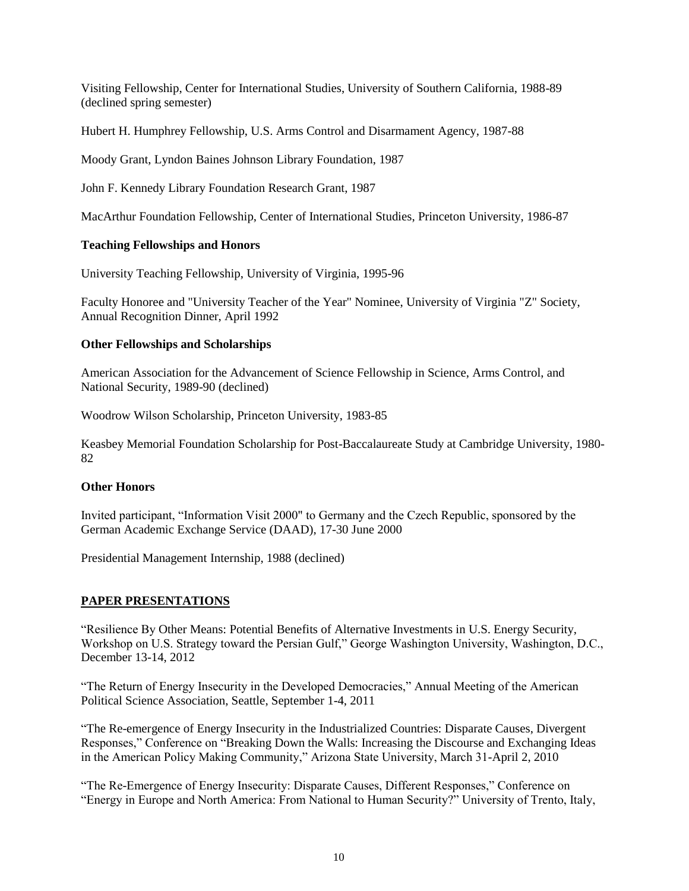Visiting Fellowship, Center for International Studies, University of Southern California, 1988-89 (declined spring semester)

Hubert H. Humphrey Fellowship, U.S. Arms Control and Disarmament Agency, 1987-88

Moody Grant, Lyndon Baines Johnson Library Foundation, 1987

John F. Kennedy Library Foundation Research Grant, 1987

MacArthur Foundation Fellowship, Center of International Studies, Princeton University, 1986-87

**Teaching Fellowships and Honors**

University Teaching Fellowship, University of Virginia, 1995-96

Faculty Honoree and "University Teacher of the Year" Nominee, University of Virginia "Z" Society, Annual Recognition Dinner, April 1992

**Other Fellowships and Scholarships**

American Association for the Advancement of Science Fellowship in Science, Arms Control, and National Security, 1989-90 (declined)

Woodrow Wilson Scholarship, Princeton University, 1983-85

Keasbey Memorial Foundation Scholarship for Post-Baccalaureate Study at Cambridge University, 1980-82

**Other Honors**

Invited participant, "Information Visit 2000" to Germany and the Czech Republic, sponsored by the German Academic Exchange Service (DAAD), 17-30 June 2000

Presidential Management Internship, 1988 (declined)

## PAPER PRESENTATIONS

"Resilience By Other Means: Potential Benefits of Alternative Investments in U.S. Energy Security, Workshop on U.S. Strategy toward the Persian Gulf," George Washington University, Washington, D.C., December 13-14, 2012

"The Return of Energy Insecurity in the Developed Democracies," Annual Meeting of the American Political Science Association, Seattle, September 1-4, 2011

"The Re-emergence of Energy Insecurity in the Industrialized Countries: Disparate Causes, Divergent Responses," Conference on "Breaking Down the Walls: Increasing the Discourse and Exchanging Ideas in the American Policy Making Community," Arizona State University, March 31-April 2, 2010

"The Re-Emergence of Energy Insecurity: Disparate Causes, Different Responses," Conference on "Energy in Europe and North America: From National to Human Security?" University of Trento, Italy,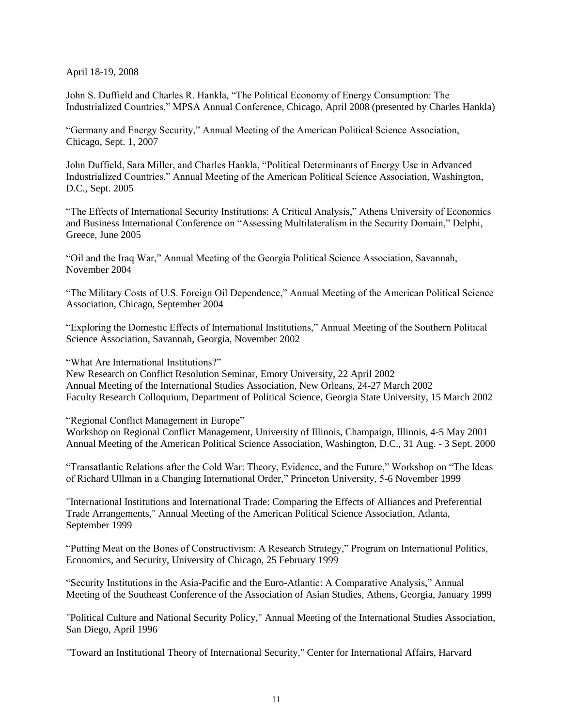April 18-19, 2008

John S. Duffield and Charles R. Hankla, “The Political Economy of Energy Consumption: The Industrialized Countries,” MPSA Annual Conference, Chicago, April 2008 (presented by Charles Hankla)

“Germany and Energy Security,” Annual Meeting of the American Political Science Association, Chicago, Sept. 1, 2007

John Duffield, Sara Miller, and Charles Hankla, “Political Determinants of Energy Use in Advanced Industrialized Countries,” Annual Meeting of the American Political Science Association, Washington, D.C., Sept. 2005

“The Effects of International Security Institutions: A Critical Analysis,” Athens University of Economics and Business International Conference on “Assessing Multilateralism in the Security Domain,” Delphi, Greece, June 2005

“Oil and the Iraq War,” Annual Meeting of the Georgia Political Science Association, Savannah, November 2004

“The Military Costs of U.S. Foreign Oil Dependence,” Annual Meeting of the American Political Science Association, Chicago, September 2004

“Exploring the Domestic Effects of International Institutions,” Annual Meeting of the Southern Political Science Association, Savannah, Georgia, November 2002

“What Are International Institutions?”
New Research on Conflict Resolution Seminar, Emory University, 22 April 2002
Annual Meeting of the International Studies Association, New Orleans, 24-27 March 2002
Faculty Research Colloquium, Department of Political Science, Georgia State University, 15 March 2002

“Regional Conflict Management in Europe”
Workshop on Regional Conflict Management, University of Illinois, Champaign, Illinois, 4-5 May 2001
Annual Meeting of the American Political Science Association, Washington, D.C., 31 Aug. - 3 Sept. 2000

“Transatlantic Relations after the Cold War: Theory, Evidence, and the Future,” Workshop on “The Ideas of Richard Ullman in a Changing International Order,” Princeton University, 5-6 November 1999

"International Institutions and International Trade: Comparing the Effects of Alliances and Preferential Trade Arrangements," Annual Meeting of the American Political Science Association, Atlanta, September 1999

“Putting Meat on the Bones of Constructivism: A Research Strategy,” Program on International Politics, Economics, and Security, University of Chicago, 25 February 1999

“Security Institutions in the Asia-Pacific and the Euro-Atlantic: A Comparative Analysis,” Annual Meeting of the Southeast Conference of the Association of Asian Studies, Athens, Georgia, January 1999

"Political Culture and National Security Policy," Annual Meeting of the International Studies Association, San Diego, April 1996

"Toward an Institutional Theory of International Security," Center for International Affairs, Harvard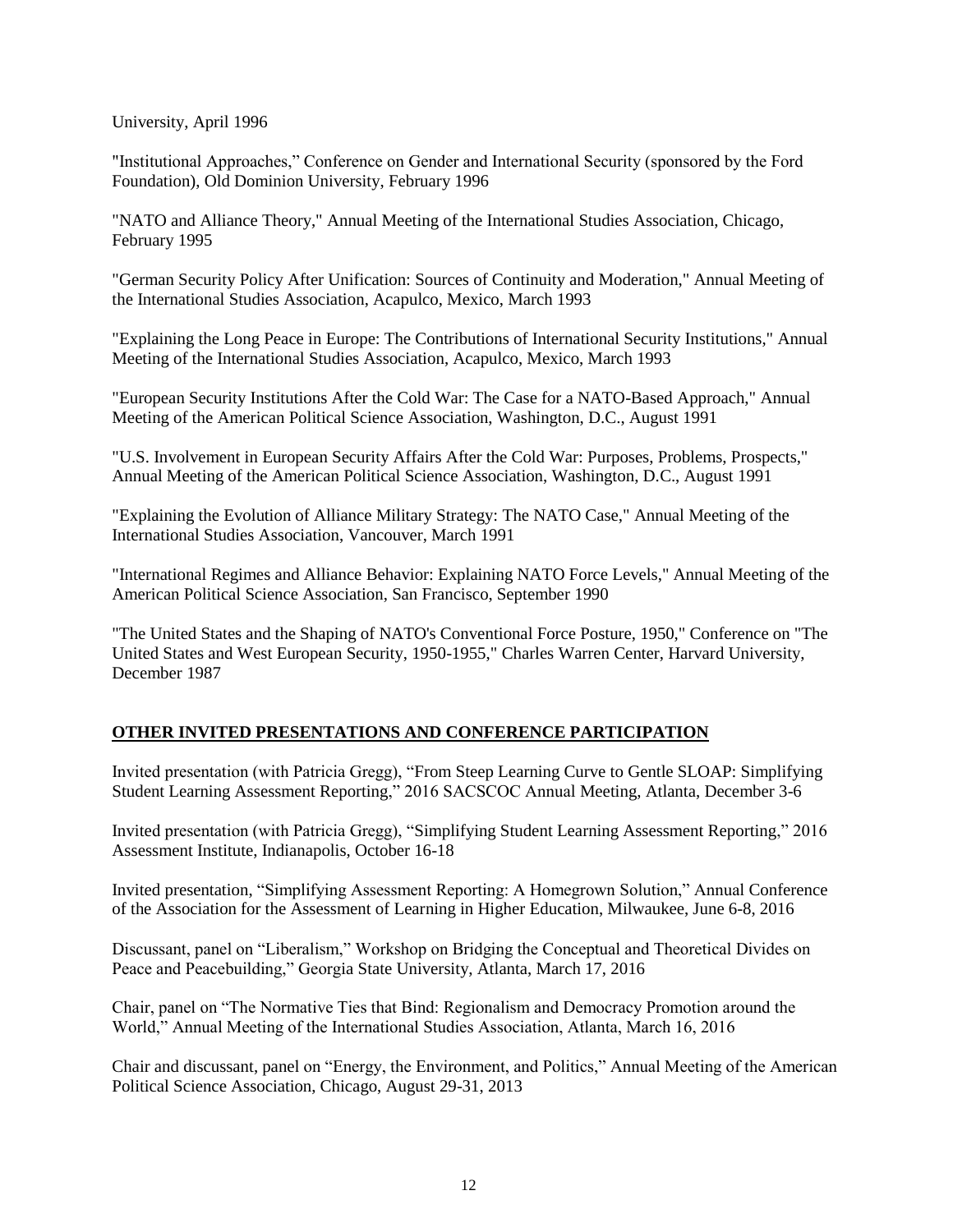University, April 1996

"Institutional Approaches," Conference on Gender and International Security (sponsored by the Ford Foundation), Old Dominion University, February 1996

"NATO and Alliance Theory," Annual Meeting of the International Studies Association, Chicago, February 1995

"German Security Policy After Unification: Sources of Continuity and Moderation," Annual Meeting of the International Studies Association, Acapulco, Mexico, March 1993

"Explaining the Long Peace in Europe: The Contributions of International Security Institutions," Annual Meeting of the International Studies Association, Acapulco, Mexico, March 1993

"European Security Institutions After the Cold War: The Case for a NATO-Based Approach," Annual Meeting of the American Political Science Association, Washington, D.C., August 1991

"U.S. Involvement in European Security Affairs After the Cold War: Purposes, Problems, Prospects," Annual Meeting of the American Political Science Association, Washington, D.C., August 1991

"Explaining the Evolution of Alliance Military Strategy: The NATO Case," Annual Meeting of the International Studies Association, Vancouver, March 1991

"International Regimes and Alliance Behavior: Explaining NATO Force Levels," Annual Meeting of the American Political Science Association, San Francisco, September 1990

"The United States and the Shaping of NATO's Conventional Force Posture, 1950," Conference on "The United States and West European Security, 1950-1955," Charles Warren Center, Harvard University, December 1987

## OTHER INVITED PRESENTATIONS AND CONFERENCE PARTICIPATION

Invited presentation (with Patricia Gregg), "From Steep Learning Curve to Gentle SLOAP: Simplifying Student Learning Assessment Reporting," 2016 SACSCOC Annual Meeting, Atlanta, December 3-6

Invited presentation (with Patricia Gregg), "Simplifying Student Learning Assessment Reporting," 2016 Assessment Institute, Indianapolis, October 16-18

Invited presentation, "Simplifying Assessment Reporting: A Homegrown Solution," Annual Conference of the Association for the Assessment of Learning in Higher Education, Milwaukee, June 6-8, 2016

Discussant, panel on "Liberalism," Workshop on Bridging the Conceptual and Theoretical Divides on Peace and Peacebuilding," Georgia State University, Atlanta, March 17, 2016

Chair, panel on "The Normative Ties that Bind: Regionalism and Democracy Promotion around the World," Annual Meeting of the International Studies Association, Atlanta, March 16, 2016

Chair and discussant, panel on "Energy, the Environment, and Politics," Annual Meeting of the American Political Science Association, Chicago, August 29-31, 2013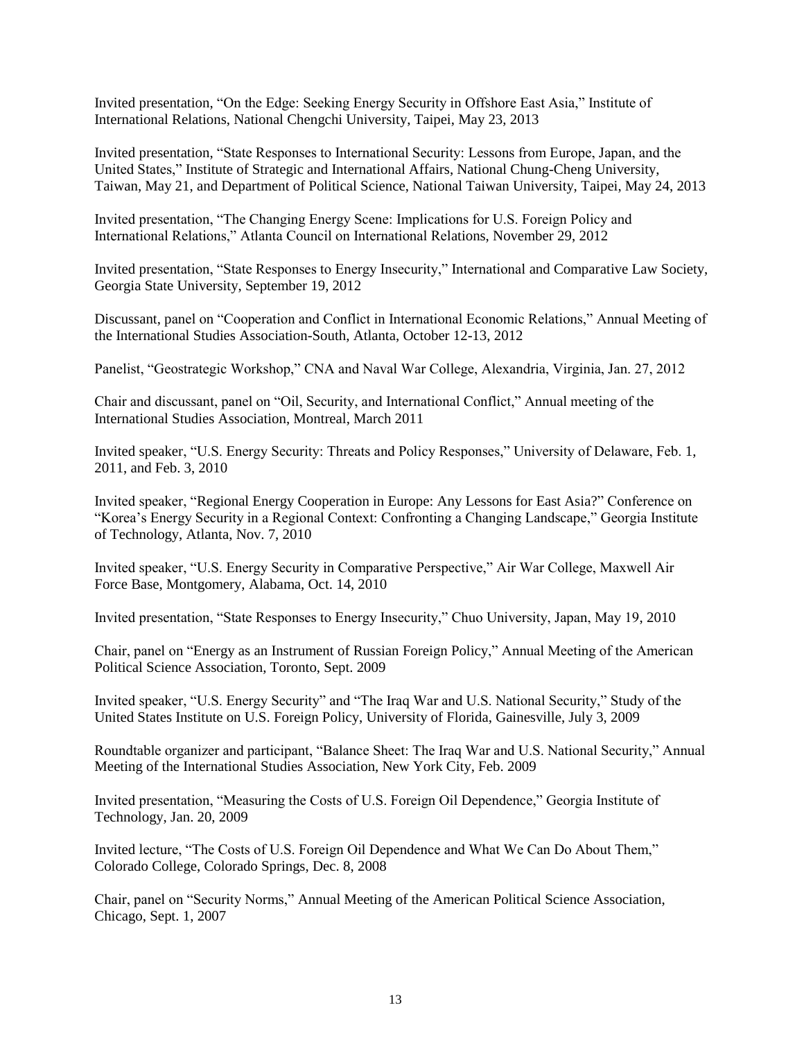Invited presentation, “On the Edge: Seeking Energy Security in Offshore East Asia,” Institute of International Relations, National Chengchi University, Taipei, May 23, 2013

Invited presentation, “State Responses to International Security: Lessons from Europe, Japan, and the United States,” Institute of Strategic and International Affairs, National Chung-Cheng University, Taiwan, May 21, and Department of Political Science, National Taiwan University, Taipei, May 24, 2013

Invited presentation, “The Changing Energy Scene: Implications for U.S. Foreign Policy and International Relations,” Atlanta Council on International Relations, November 29, 2012

Invited presentation, “State Responses to Energy Insecurity,” International and Comparative Law Society, Georgia State University, September 19, 2012

Discussant, panel on “Cooperation and Conflict in International Economic Relations,” Annual Meeting of the International Studies Association-South, Atlanta, October 12-13, 2012

Panelist, “Geostrategic Workshop,” CNA and Naval War College, Alexandria, Virginia, Jan. 27, 2012

Chair and discussant, panel on “Oil, Security, and International Conflict,” Annual meeting of the International Studies Association, Montreal, March 2011

Invited speaker, “U.S. Energy Security: Threats and Policy Responses,” University of Delaware, Feb. 1, 2011, and Feb. 3, 2010

Invited speaker, “Regional Energy Cooperation in Europe: Any Lessons for East Asia?” Conference on “Korea’s Energy Security in a Regional Context: Confronting a Changing Landscape,” Georgia Institute of Technology, Atlanta, Nov. 7, 2010

Invited speaker, “U.S. Energy Security in Comparative Perspective,” Air War College, Maxwell Air Force Base, Montgomery, Alabama, Oct. 14, 2010

Invited presentation, “State Responses to Energy Insecurity,” Chuo University, Japan, May 19, 2010

Chair, panel on “Energy as an Instrument of Russian Foreign Policy,” Annual Meeting of the American Political Science Association, Toronto, Sept. 2009

Invited speaker, “U.S. Energy Security” and “The Iraq War and U.S. National Security,” Study of the United States Institute on U.S. Foreign Policy, University of Florida, Gainesville, July 3, 2009

Roundtable organizer and participant, “Balance Sheet: The Iraq War and U.S. National Security,” Annual Meeting of the International Studies Association, New York City, Feb. 2009

Invited presentation, “Measuring the Costs of U.S. Foreign Oil Dependence,” Georgia Institute of Technology, Jan. 20, 2009

Invited lecture, “The Costs of U.S. Foreign Oil Dependence and What We Can Do About Them,” Colorado College, Colorado Springs, Dec. 8, 2008

Chair, panel on “Security Norms,” Annual Meeting of the American Political Science Association, Chicago, Sept. 1, 2007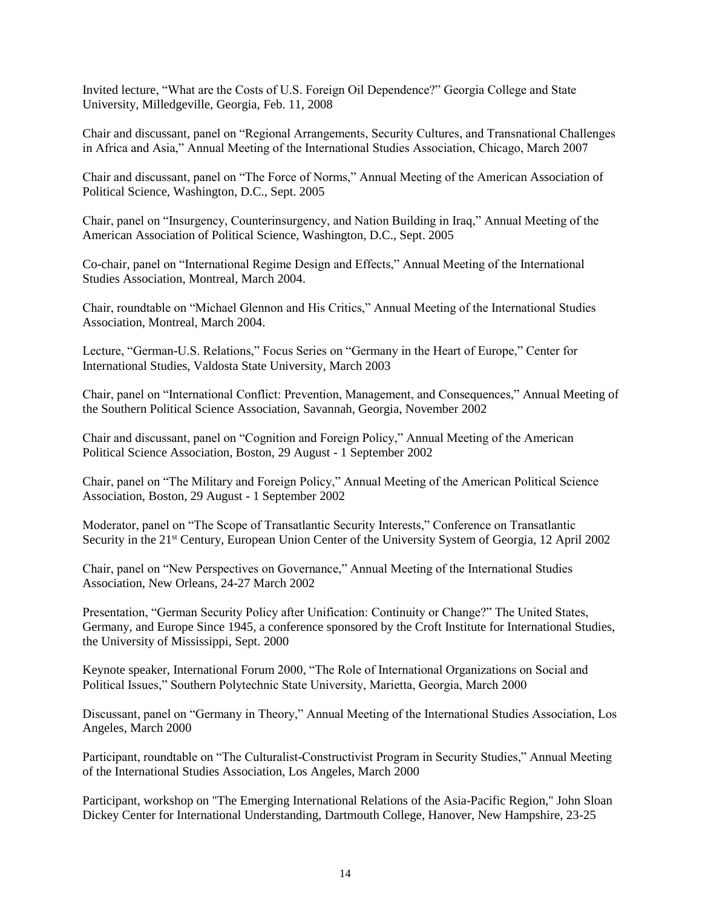Invited lecture, “What are the Costs of U.S. Foreign Oil Dependence?” Georgia College and State University, Milledgeville, Georgia, Feb. 11, 2008

Chair and discussant, panel on “Regional Arrangements, Security Cultures, and Transnational Challenges in Africa and Asia,” Annual Meeting of the International Studies Association, Chicago, March 2007

Chair and discussant, panel on “The Force of Norms,” Annual Meeting of the American Association of Political Science, Washington, D.C., Sept. 2005

Chair, panel on “Insurgency, Counterinsurgency, and Nation Building in Iraq,” Annual Meeting of the American Association of Political Science, Washington, D.C., Sept. 2005

Co-chair, panel on “International Regime Design and Effects,” Annual Meeting of the International Studies Association, Montreal, March 2004.

Chair, roundtable on “Michael Glennon and His Critics,” Annual Meeting of the International Studies Association, Montreal, March 2004.

Lecture, “German-U.S. Relations,” Focus Series on “Germany in the Heart of Europe,” Center for International Studies, Valdosta State University, March 2003

Chair, panel on “International Conflict: Prevention, Management, and Consequences,” Annual Meeting of the Southern Political Science Association, Savannah, Georgia, November 2002

Chair and discussant, panel on “Cognition and Foreign Policy,” Annual Meeting of the American Political Science Association, Boston, 29 August - 1 September 2002

Chair, panel on “The Military and Foreign Policy,” Annual Meeting of the American Political Science Association, Boston, 29 August - 1 September 2002

Moderator, panel on “The Scope of Transatlantic Security Interests,” Conference on Transatlantic Security in the 21st Century, European Union Center of the University System of Georgia, 12 April 2002

Chair, panel on “New Perspectives on Governance,” Annual Meeting of the International Studies Association, New Orleans, 24-27 March 2002

Presentation, “German Security Policy after Unification: Continuity or Change?” The United States, Germany, and Europe Since 1945, a conference sponsored by the Croft Institute for International Studies, the University of Mississippi, Sept. 2000

Keynote speaker, International Forum 2000, “The Role of International Organizations on Social and Political Issues,” Southern Polytechnic State University, Marietta, Georgia, March 2000

Discussant, panel on “Germany in Theory,” Annual Meeting of the International Studies Association, Los Angeles, March 2000

Participant, roundtable on “The Culturalist-Constructivist Program in Security Studies,” Annual Meeting of the International Studies Association, Los Angeles, March 2000

Participant, workshop on "The Emerging International Relations of the Asia-Pacific Region," John Sloan Dickey Center for International Understanding, Dartmouth College, Hanover, New Hampshire, 23-25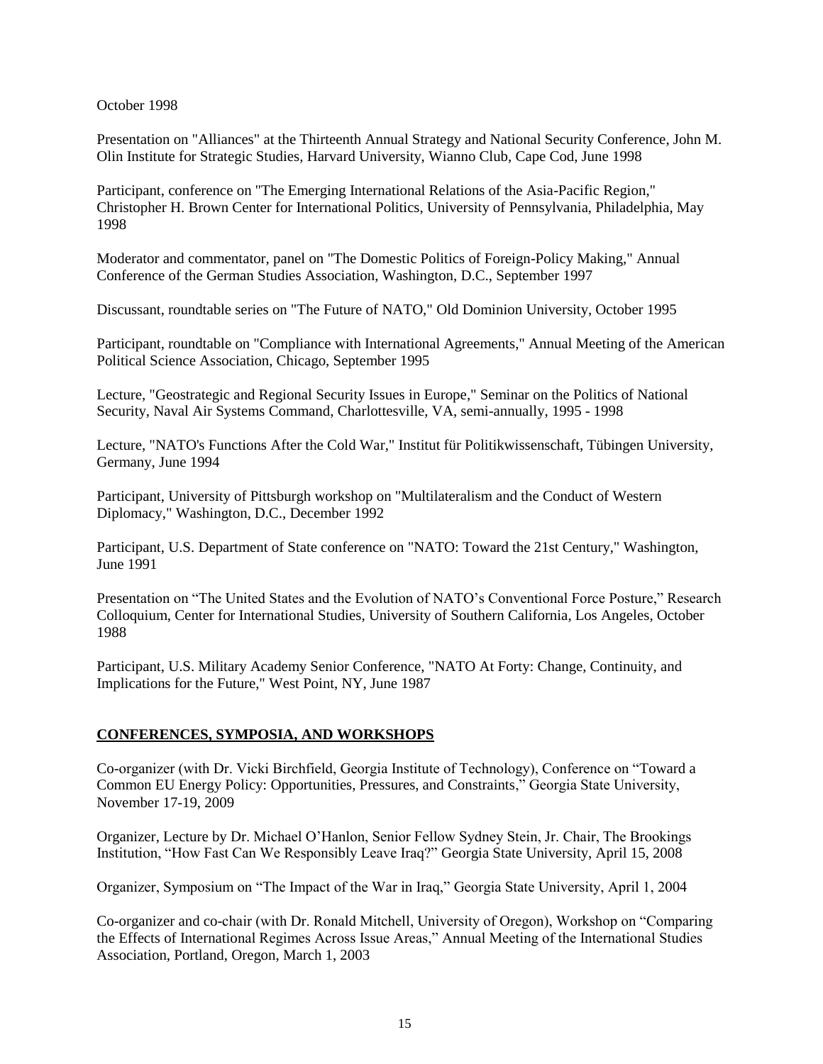October 1998

Presentation on "Alliances" at the Thirteenth Annual Strategy and National Security Conference, John M. Olin Institute for Strategic Studies, Harvard University, Wianno Club, Cape Cod, June 1998

Participant, conference on "The Emerging International Relations of the Asia-Pacific Region," Christopher H. Brown Center for International Politics, University of Pennsylvania, Philadelphia, May 1998

Moderator and commentator, panel on "The Domestic Politics of Foreign-Policy Making," Annual Conference of the German Studies Association, Washington, D.C., September 1997

Discussant, roundtable series on "The Future of NATO," Old Dominion University, October 1995

Participant, roundtable on "Compliance with International Agreements," Annual Meeting of the American Political Science Association, Chicago, September 1995

Lecture, "Geostrategic and Regional Security Issues in Europe," Seminar on the Politics of National Security, Naval Air Systems Command, Charlottesville, VA, semi-annually, 1995 - 1998

Lecture, "NATO's Functions After the Cold War," Institut für Politikwissenschaft, Tübingen University, Germany, June 1994

Participant, University of Pittsburgh workshop on "Multilateralism and the Conduct of Western Diplomacy," Washington, D.C., December 1992

Participant, U.S. Department of State conference on "NATO: Toward the 21st Century," Washington, June 1991

Presentation on "The United States and the Evolution of NATO's Conventional Force Posture," Research Colloquium, Center for International Studies, University of Southern California, Los Angeles, October 1988

Participant, U.S. Military Academy Senior Conference, "NATO At Forty: Change, Continuity, and Implications for the Future," West Point, NY, June 1987

## CONFERENCES, SYMPOSIA, AND WORKSHOPS

Co-organizer (with Dr. Vicki Birchfield, Georgia Institute of Technology), Conference on "Toward a Common EU Energy Policy: Opportunities, Pressures, and Constraints," Georgia State University, November 17-19, 2009

Organizer, Lecture by Dr. Michael O'Hanlon, Senior Fellow Sydney Stein, Jr. Chair, The Brookings Institution, "How Fast Can We Responsibly Leave Iraq?" Georgia State University, April 15, 2008

Organizer, Symposium on "The Impact of the War in Iraq," Georgia State University, April 1, 2004

Co-organizer and co-chair (with Dr. Ronald Mitchell, University of Oregon), Workshop on "Comparing the Effects of International Regimes Across Issue Areas," Annual Meeting of the International Studies Association, Portland, Oregon, March 1, 2003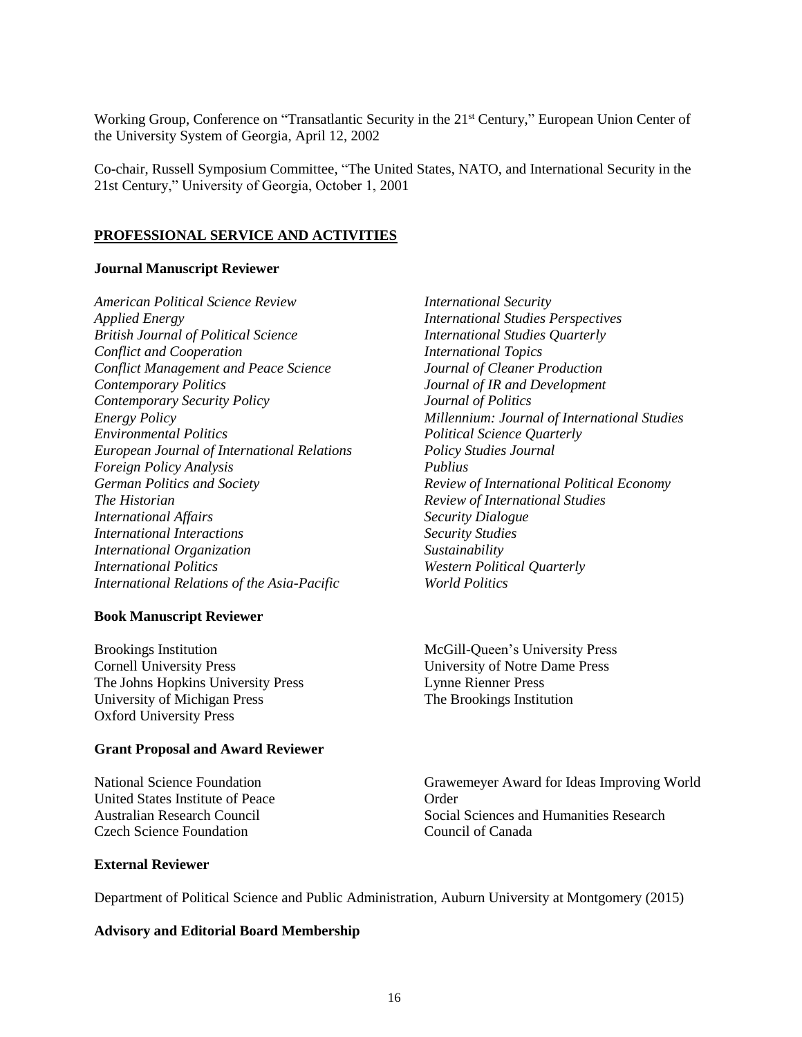Working Group, Conference on "Transatlantic Security in the 21st Century," European Union Center of the University System of Georgia, April 12, 2002

Co-chair, Russell Symposium Committee, "The United States, NATO, and International Security in the 21st Century," University of Georgia, October 1, 2001

## PROFESSIONAL SERVICE AND ACTIVITIES

### Journal Manuscript Reviewer

*American Political Science Review*
*Applied Energy*
*British Journal of Political Science*
*Conflict and Cooperation*
*Conflict Management and Peace Science*
*Contemporary Politics*
*Contemporary Security Policy*
*Energy Policy*
*Environmental Politics*
*European Journal of International Relations*
*Foreign Policy Analysis*
*German Politics and Society*
*The Historian*
*International Affairs*
*International Interactions*
*International Organization*
*International Politics*
*International Relations of the Asia-Pacific*
*International Security*
*International Studies Perspectives*
*International Studies Quarterly*
*International Topics*
*Journal of Cleaner Production*
*Journal of IR and Development*
*Journal of Politics*
*Millennium: Journal of International Studies*
*Political Science Quarterly*
*Policy Studies Journal*
*Publius*
*Review of International Political Economy*
*Review of International Studies*
*Security Dialogue*
*Security Studies*
*Sustainability*
*Western Political Quarterly*
*World Politics*

### Book Manuscript Reviewer

Brookings Institution
Cornell University Press
The Johns Hopkins University Press
University of Michigan Press
Oxford University Press
McGill-Queen's University Press
University of Notre Dame Press
Lynne Rienner Press
The Brookings Institution

### Grant Proposal and Award Reviewer

National Science Foundation
United States Institute of Peace
Australian Research Council
Czech Science Foundation
Grawemeyer Award for Ideas Improving World Order
Social Sciences and Humanities Research Council of Canada

### External Reviewer

Department of Political Science and Public Administration, Auburn University at Montgomery (2015)

### Advisory and Editorial Board Membership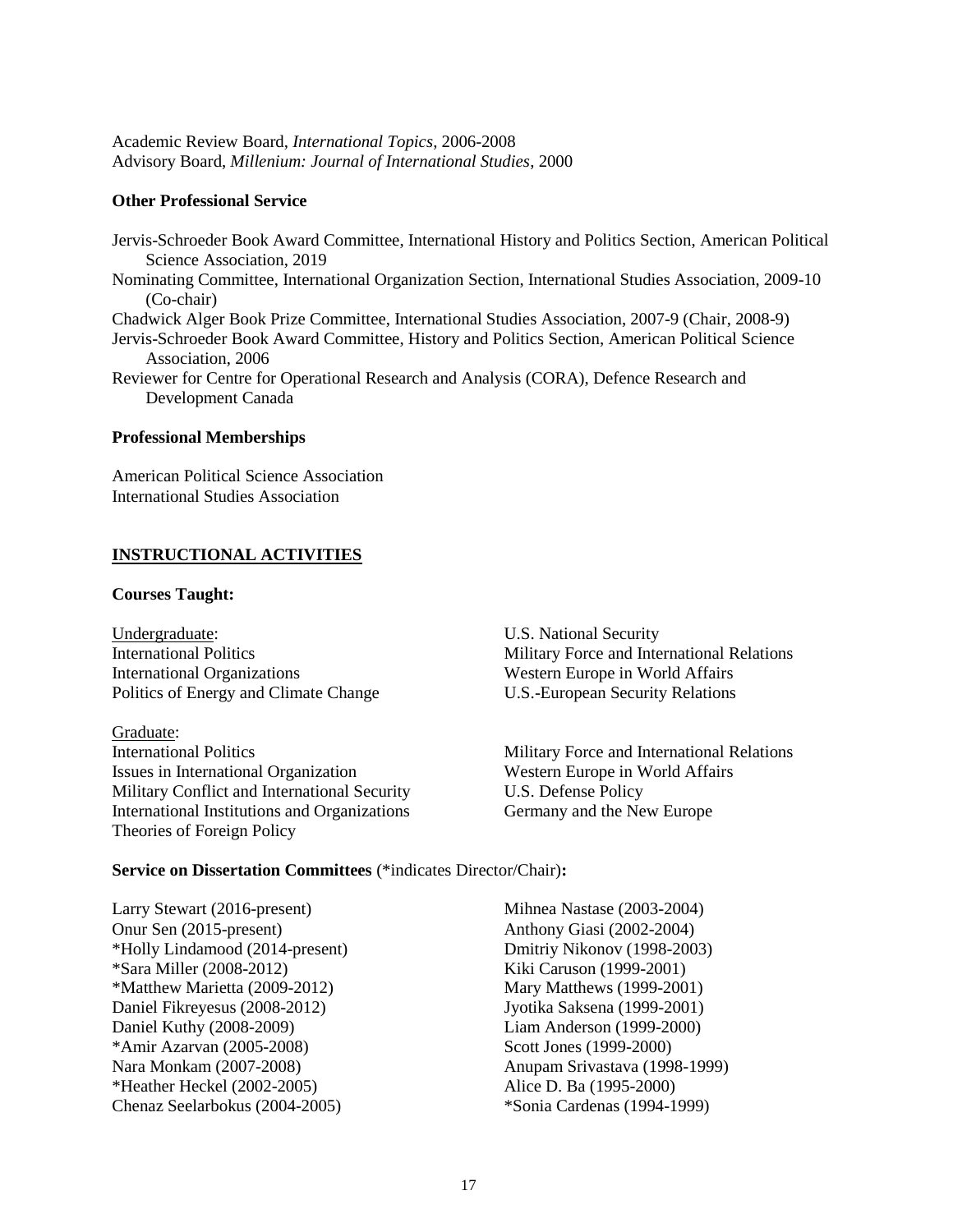Academic Review Board, *International Topics*, 2006-2008
Advisory Board, *Millenium: Journal of International Studies*, 2000

**Other Professional Service**

Jervis-Schroeder Book Award Committee, International History and Politics Section, American Political Science Association, 2019
Nominating Committee, International Organization Section, International Studies Association, 2009-10 (Co-chair)
Chadwick Alger Book Prize Committee, International Studies Association, 2007-9 (Chair, 2008-9)
Jervis-Schroeder Book Award Committee, History and Politics Section, American Political Science Association, 2006
Reviewer for Centre for Operational Research and Analysis (CORA), Defence Research and Development Canada

**Professional Memberships**

American Political Science Association
International Studies Association

## INSTRUCTIONAL ACTIVITIES

**Courses Taught:**

Undergraduate:
International Politics
International Organizations
Politics of Energy and Climate Change
U.S. National Security
Military Force and International Relations
Western Europe in World Affairs
U.S.-European Security Relations

Graduate:
International Politics
Issues in International Organization
Military Conflict and International Security
International Institutions and Organizations
Theories of Foreign Policy
Military Force and International Relations
Western Europe in World Affairs
U.S. Defense Policy
Germany and the New Europe

**Service on Dissertation Committees** (*indicates Director/Chair)**:**

Larry Stewart (2016-present)
Onur Sen (2015-present)
*Holly Lindamood (2014-present)
*Sara Miller (2008-2012)
*Matthew Marietta (2009-2012)
Daniel Fikreyesus (2008-2012)
Daniel Kuthy (2008-2009)
*Amir Azarvan (2005-2008)
Nara Monkam (2007-2008)
*Heather Heckel (2002-2005)
Chenaz Seelarbokus (2004-2005)
Mihnea Nastase (2003-2004)
Anthony Giasi (2002-2004)
Dmitriy Nikonov (1998-2003)
Kiki Caruson (1999-2001)
Mary Matthews (1999-2001)
Jyotika Saksena (1999-2001)
Liam Anderson (1999-2000)
Scott Jones (1999-2000)
Anupam Srivastava (1998-1999)
Alice D. Ba (1995-2000)
*Sonia Cardenas (1994-1999)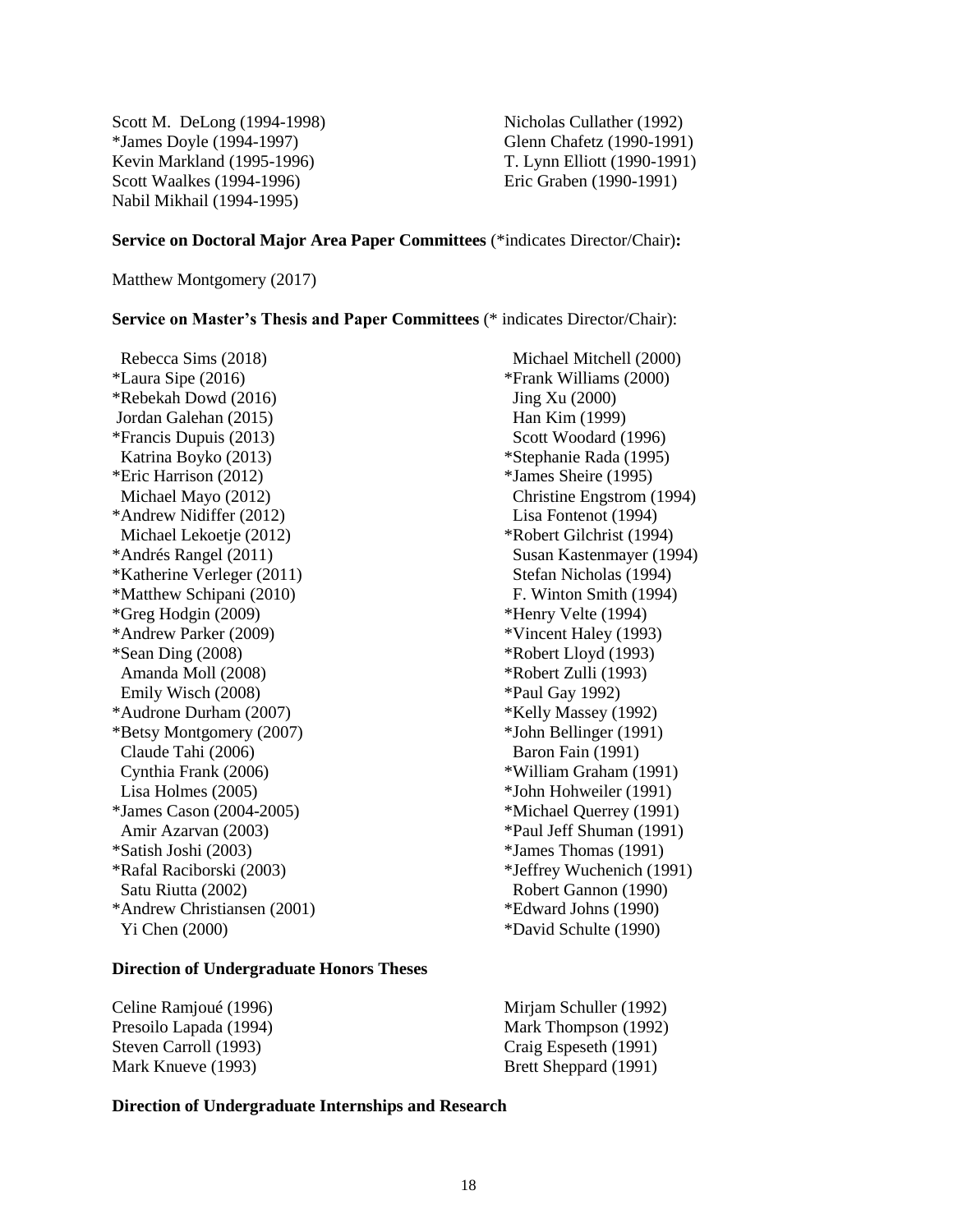Scott M. DeLong (1994-1998)
*James Doyle (1994-1997)
Kevin Markland (1995-1996)
Scott Waalkes (1994-1996)
Nabil Mikhail (1994-1995)
Nicholas Cullather (1992)
Glenn Chafetz (1990-1991)
T. Lynn Elliott (1990-1991)
Eric Graben (1990-1991)

**Service on Doctoral Major Area Paper Committees** (*indicates Director/Chair)**:**

Matthew Montgomery (2017)

**Service on Master's Thesis and Paper Committees** (* indicates Director/Chair):

Rebecca Sims (2018)
*Laura Sipe (2016)
*Rebekah Dowd (2016)
Jordan Galehan (2015)
*Francis Dupuis (2013)
Katrina Boyko (2013)
*Eric Harrison (2012)
Michael Mayo (2012)
*Andrew Nidiffer (2012)
Michael Lekoetje (2012)
*Andrés Rangel (2011)
*Katherine Verleger (2011)
*Matthew Schipani (2010)
*Greg Hodgin (2009)
*Andrew Parker (2009)
*Sean Ding (2008)
Amanda Moll (2008)
Emily Wisch (2008)
*Audrone Durham (2007)
*Betsy Montgomery (2007)
Claude Tahi (2006)
Cynthia Frank (2006)
Lisa Holmes (2005)
*James Cason (2004-2005)
Amir Azarvan (2003)
*Satish Joshi (2003)
*Rafal Raciborski (2003)
Satu Riutta (2002)
*Andrew Christiansen (2001)
Yi Chen (2000)
Michael Mitchell (2000)
*Frank Williams (2000)
Jing Xu (2000)
Han Kim (1999)
Scott Woodard (1996)
*Stephanie Rada (1995)
*James Sheire (1995)
Christine Engstrom (1994)
Lisa Fontenot (1994)
*Robert Gilchrist (1994)
Susan Kastenmayer (1994)
Stefan Nicholas (1994)
F. Winton Smith (1994)
*Henry Velte (1994)
*Vincent Haley (1993)
*Robert Lloyd (1993)
*Robert Zulli (1993)
*Paul Gay 1992)
*Kelly Massey (1992)
*John Bellinger (1991)
Baron Fain (1991)
*William Graham (1991)
*John Hohweiler (1991)
*Michael Querrey (1991)
*Paul Jeff Shuman (1991)
*James Thomas (1991)
*Jeffrey Wuchenich (1991)
Robert Gannon (1990)
*Edward Johns (1990)
*David Schulte (1990)

**Direction of Undergraduate Honors Theses**

Celine Ramjoué (1996)
Presoilo Lapada (1994)
Steven Carroll (1993)
Mark Knueve (1993)
Mirjam Schuller (1992)
Mark Thompson (1992)
Craig Espeseth (1991)
Brett Sheppard (1991)

**Direction of Undergraduate Internships and Research**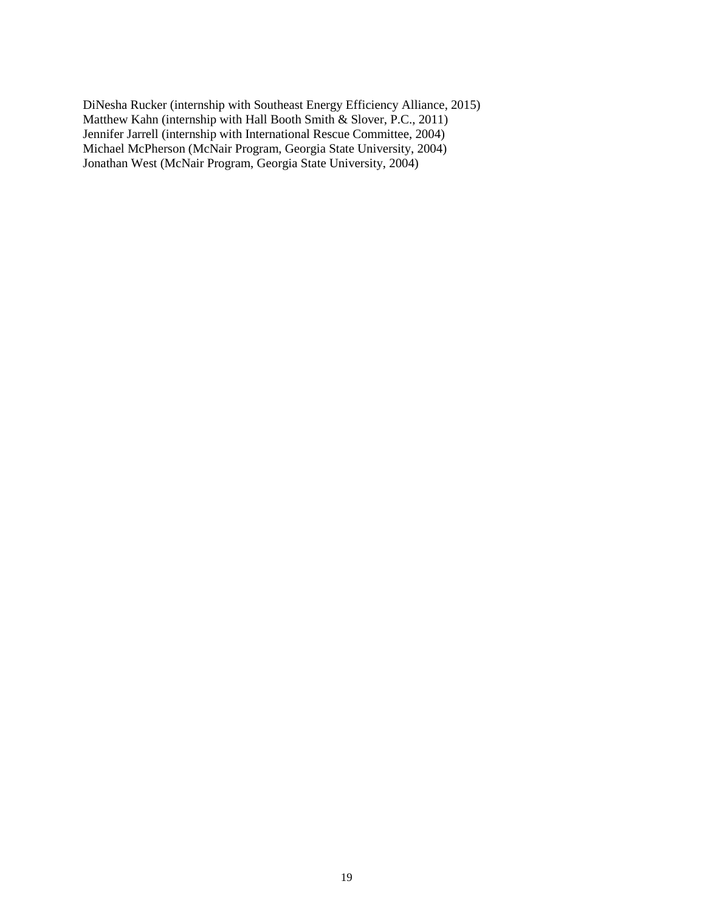DiNesha Rucker (internship with Southeast Energy Efficiency Alliance, 2015)
Matthew Kahn (internship with Hall Booth Smith & Slover, P.C., 2011)
Jennifer Jarrell (internship with International Rescue Committee, 2004)
Michael McPherson (McNair Program, Georgia State University, 2004)
Jonathan West (McNair Program, Georgia State University, 2004)